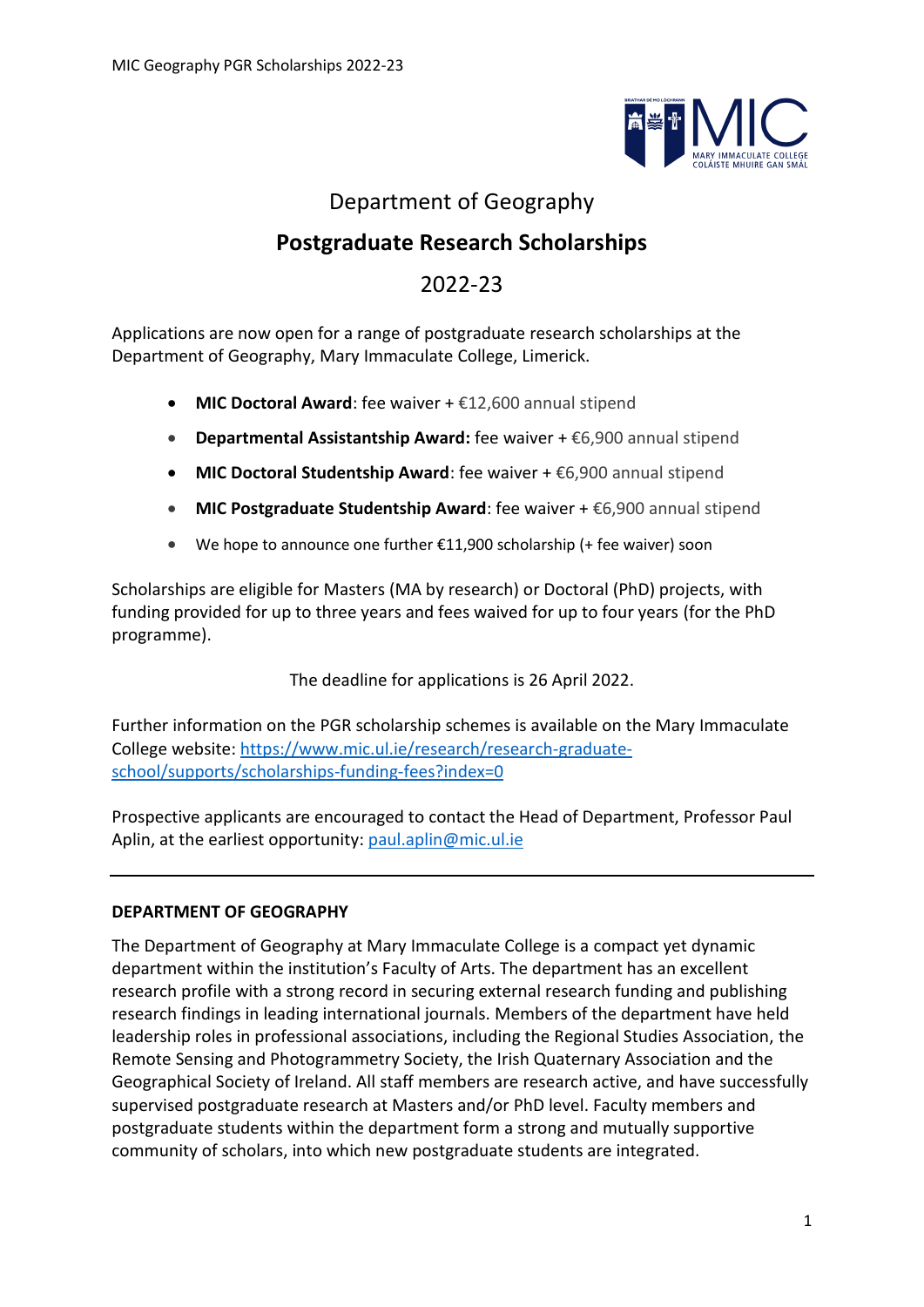# Department of Geography

## Postgraduate Research Scholarships

## 2022-23

Applications are now open for a range of postgraduate research scholarships at the Department of Geography, Mary Immaculate College, Limerick.

- **MIC Doctoral Award**: fee waiver + €12,600 annual stipend
- **Departmental Assistantship Award:** fee waiver + €6,900 annual stipend
- **MIC Doctoral Studentship Award**: fee waiver + €6,900 annual stipend
- **MIC Postgraduate Studentship Award**: fee waiver + €6,900 annual stipend
- We hope to announce one further €11,900 scholarship (+ fee waiver) soon

Scholarships are eligible for Masters (MA by research) or Doctoral (PhD) projects, with funding provided for up to three years and fees waived for up to four years (for the PhD programme).

The deadline for applications is 26 April 2022.

Further information on the PGR scholarship schemes is available on the Mary Immaculate College website: [https://www.mic.ul.ie/research/research-graduate-school/supports/scholarships-funding-fees?index=0](https://www.mic.ul.ie/research/research-graduate-school/supports/scholarships-funding-fees?index=0)

Prospective applicants are encouraged to contact the Head of Department, Professor Paul Aplin, at the earliest opportunity: [paul.aplin@mic.ul.ie](mailto:paul.aplin@mic.ul.ie)

---

### DEPARTMENT OF GEOGRAPHY

The Department of Geography at Mary Immaculate College is a compact yet dynamic department within the institution's Faculty of Arts. The department has an excellent research profile with a strong record in securing external research funding and publishing research findings in leading international journals. Members of the department have held leadership roles in professional associations, including the Regional Studies Association, the Remote Sensing and Photogrammetry Society, the Irish Quaternary Association and the Geographical Society of Ireland. All staff members are research active, and have successfully supervised postgraduate research at Masters and/or PhD level. Faculty members and postgraduate students within the department form a strong and mutually supportive community of scholars, into which new postgraduate students are integrated.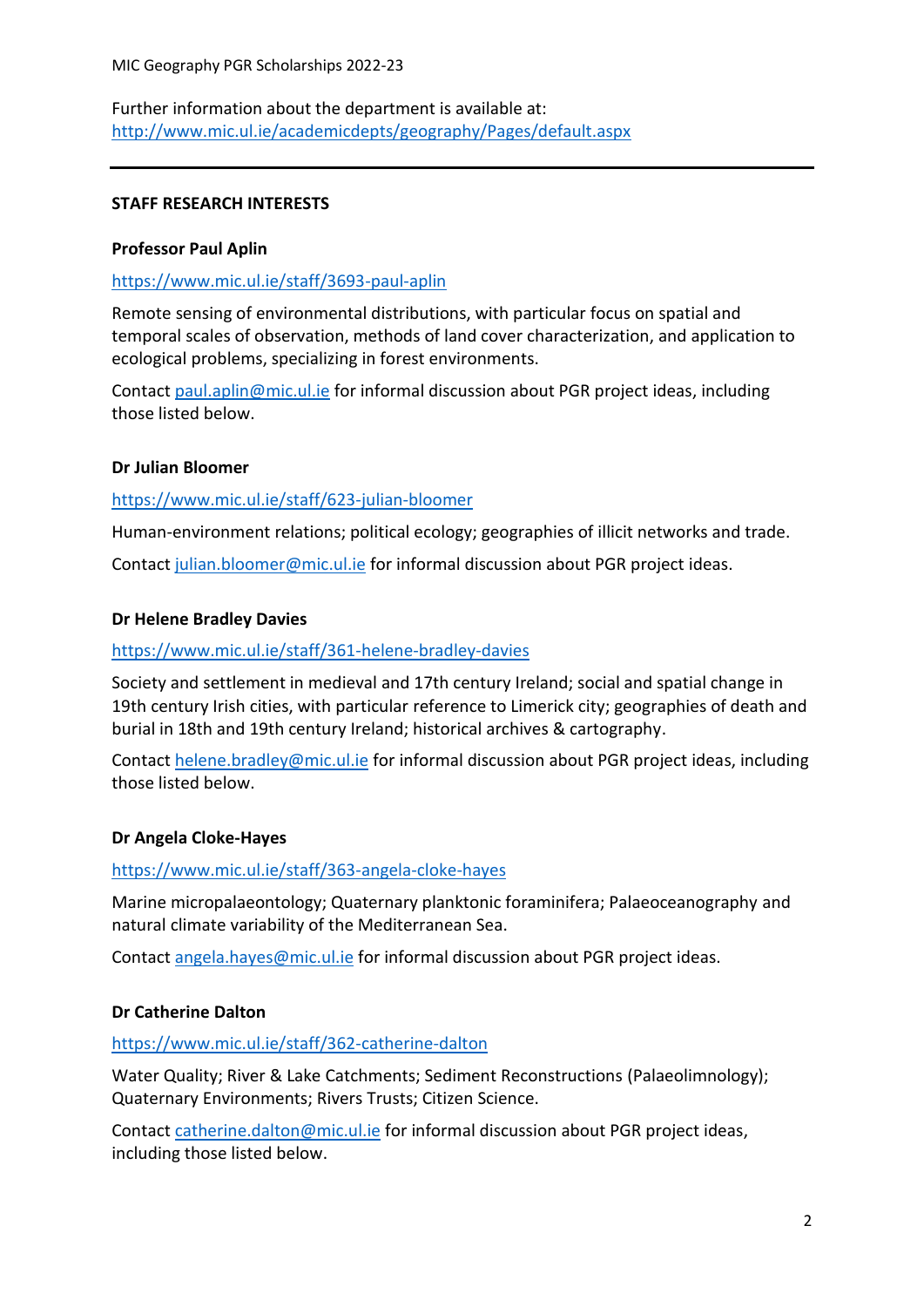Further information about the department is available at:
http://www.mic.ul.ie/academicdepts/geography/Pages/default.aspx

---

## STAFF RESEARCH INTERESTS

### Professor Paul Aplin

https://www.mic.ul.ie/staff/3693-paul-aplin

Remote sensing of environmental distributions, with particular focus on spatial and temporal scales of observation, methods of land cover characterization, and application to ecological problems, specializing in forest environments.

Contact paul.aplin@mic.ul.ie for informal discussion about PGR project ideas, including those listed below.

### Dr Julian Bloomer

https://www.mic.ul.ie/staff/623-julian-bloomer

Human-environment relations; political ecology; geographies of illicit networks and trade.

Contact julian.bloomer@mic.ul.ie for informal discussion about PGR project ideas.

### Dr Helene Bradley Davies

https://www.mic.ul.ie/staff/361-helene-bradley-davies

Society and settlement in medieval and 17th century Ireland; social and spatial change in 19th century Irish cities, with particular reference to Limerick city; geographies of death and burial in 18th and 19th century Ireland; historical archives & cartography.

Contact helene.bradley@mic.ul.ie for informal discussion about PGR project ideas, including those listed below.

### Dr Angela Cloke-Hayes

https://www.mic.ul.ie/staff/363-angela-cloke-hayes

Marine micropalaeontology; Quaternary planktonic foraminifera; Palaeoceanography and natural climate variability of the Mediterranean Sea.

Contact angela.hayes@mic.ul.ie for informal discussion about PGR project ideas.

### Dr Catherine Dalton

https://www.mic.ul.ie/staff/362-catherine-dalton

Water Quality; River & Lake Catchments; Sediment Reconstructions (Palaeolimnology); Quaternary Environments; Rivers Trusts; Citizen Science.

Contact catherine.dalton@mic.ul.ie for informal discussion about PGR project ideas, including those listed below.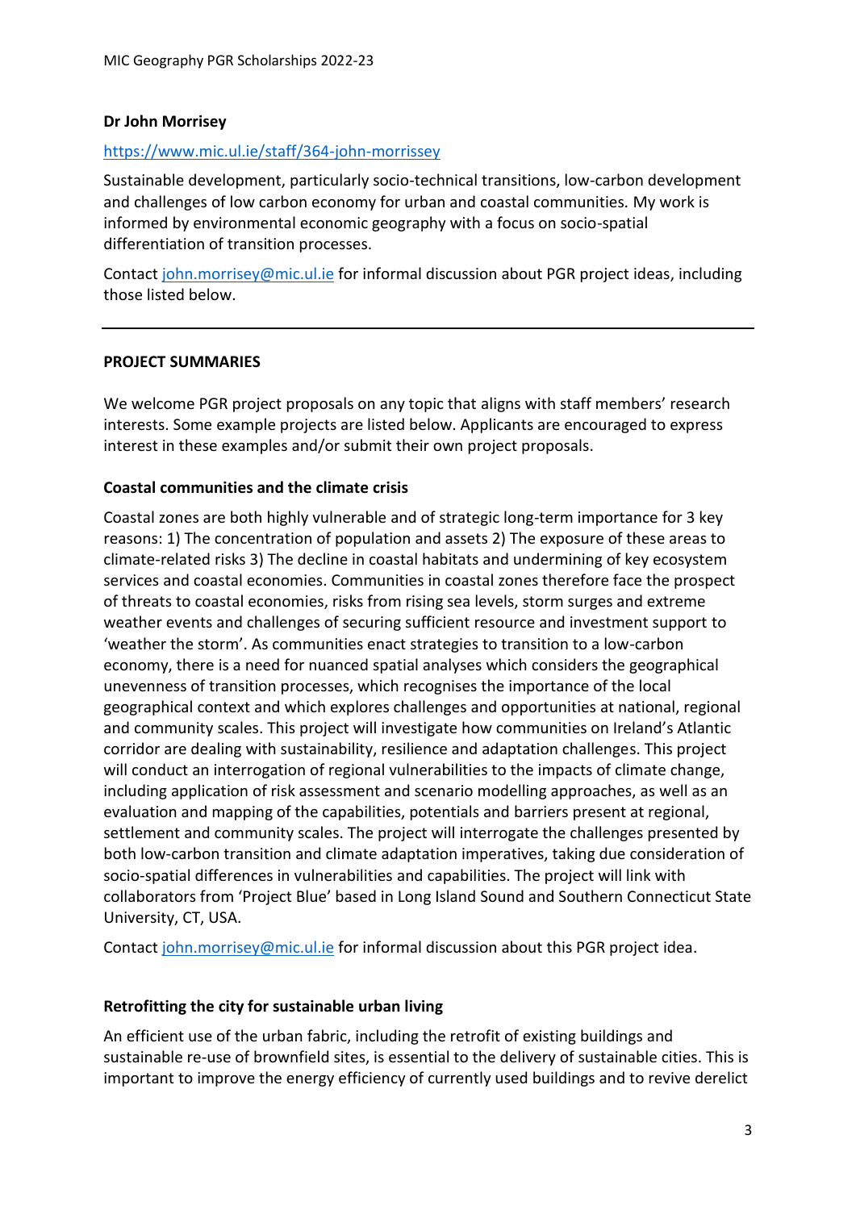**Dr John Morrisey**

https://www.mic.ul.ie/staff/364-john-morrissey

Sustainable development, particularly socio-technical transitions, low-carbon development and challenges of low carbon economy for urban and coastal communities. My work is informed by environmental economic geography with a focus on socio-spatial differentiation of transition processes.

Contact john.morrisey@mic.ul.ie for informal discussion about PGR project ideas, including those listed below.

---

**PROJECT SUMMARIES**

We welcome PGR project proposals on any topic that aligns with staff members' research interests. Some example projects are listed below. Applicants are encouraged to express interest in these examples and/or submit their own project proposals.

**Coastal communities and the climate crisis**

Coastal zones are both highly vulnerable and of strategic long-term importance for 3 key reasons: 1) The concentration of population and assets 2) The exposure of these areas to climate-related risks 3) The decline in coastal habitats and undermining of key ecosystem services and coastal economies. Communities in coastal zones therefore face the prospect of threats to coastal economies, risks from rising sea levels, storm surges and extreme weather events and challenges of securing sufficient resource and investment support to 'weather the storm'. As communities enact strategies to transition to a low-carbon economy, there is a need for nuanced spatial analyses which considers the geographical unevenness of transition processes, which recognises the importance of the local geographical context and which explores challenges and opportunities at national, regional and community scales. This project will investigate how communities on Ireland's Atlantic corridor are dealing with sustainability, resilience and adaptation challenges. This project will conduct an interrogation of regional vulnerabilities to the impacts of climate change, including application of risk assessment and scenario modelling approaches, as well as an evaluation and mapping of the capabilities, potentials and barriers present at regional, settlement and community scales. The project will interrogate the challenges presented by both low-carbon transition and climate adaptation imperatives, taking due consideration of socio-spatial differences in vulnerabilities and capabilities. The project will link with collaborators from 'Project Blue' based in Long Island Sound and Southern Connecticut State University, CT, USA.

Contact john.morrisey@mic.ul.ie for informal discussion about this PGR project idea.

**Retrofitting the city for sustainable urban living**

An efficient use of the urban fabric, including the retrofit of existing buildings and sustainable re-use of brownfield sites, is essential to the delivery of sustainable cities. This is important to improve the energy efficiency of currently used buildings and to revive derelict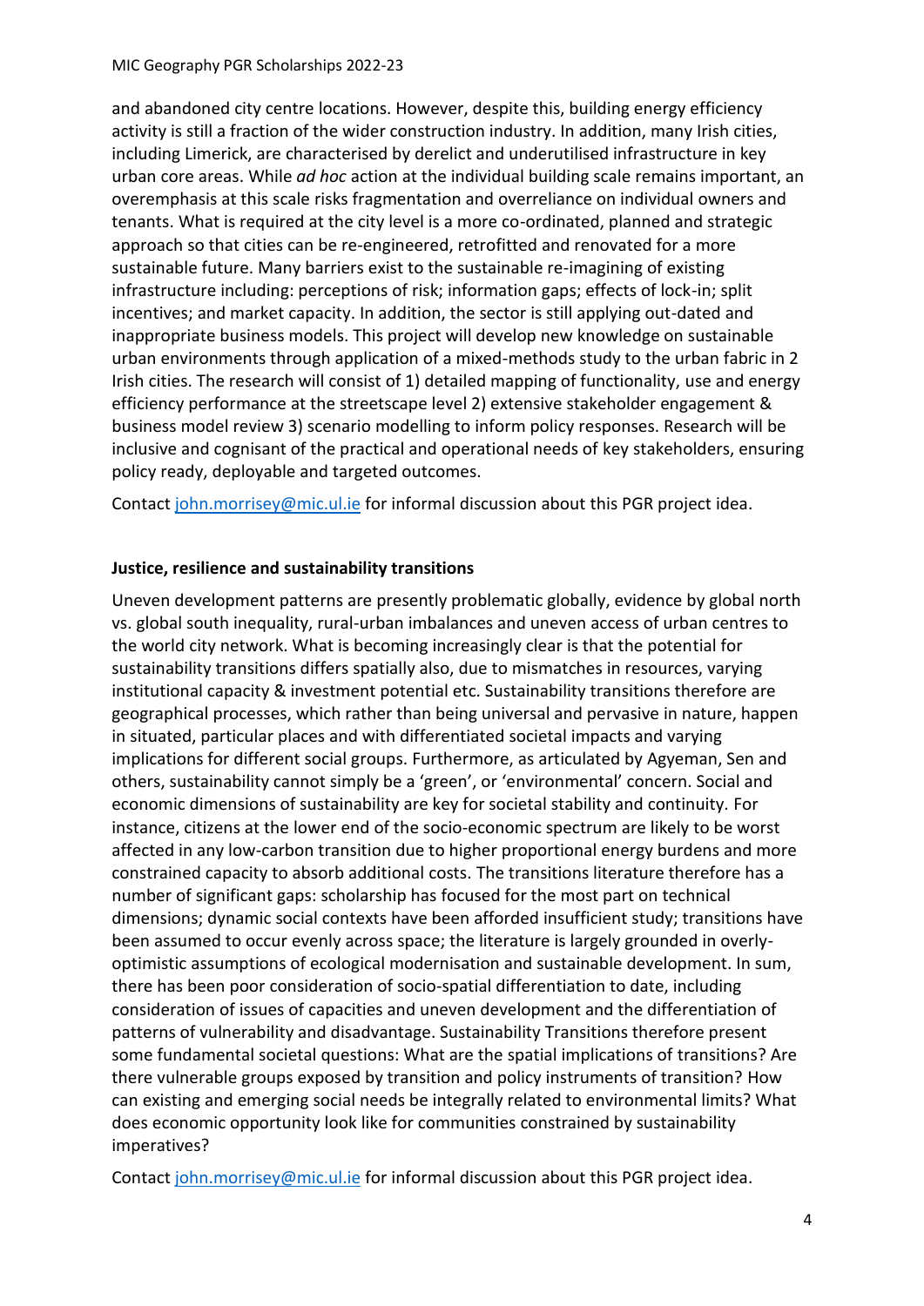and abandoned city centre locations. However, despite this, building energy efficiency activity is still a fraction of the wider construction industry. In addition, many Irish cities, including Limerick, are characterised by derelict and underutilised infrastructure in key urban core areas. While *ad hoc* action at the individual building scale remains important, an overemphasis at this scale risks fragmentation and overreliance on individual owners and tenants. What is required at the city level is a more co-ordinated, planned and strategic approach so that cities can be re-engineered, retrofitted and renovated for a more sustainable future. Many barriers exist to the sustainable re-imagining of existing infrastructure including: perceptions of risk; information gaps; effects of lock-in; split incentives; and market capacity. In addition, the sector is still applying out-dated and inappropriate business models. This project will develop new knowledge on sustainable urban environments through application of a mixed-methods study to the urban fabric in 2 Irish cities. The research will consist of 1) detailed mapping of functionality, use and energy efficiency performance at the streetscape level 2) extensive stakeholder engagement & business model review 3) scenario modelling to inform policy responses. Research will be inclusive and cognisant of the practical and operational needs of key stakeholders, ensuring policy ready, deployable and targeted outcomes.

Contact john.morrisey@mic.ul.ie for informal discussion about this PGR project idea.

**Justice, resilience and sustainability transitions**

Uneven development patterns are presently problematic globally, evidence by global north vs. global south inequality, rural-urban imbalances and uneven access of urban centres to the world city network. What is becoming increasingly clear is that the potential for sustainability transitions differs spatially also, due to mismatches in resources, varying institutional capacity & investment potential etc. Sustainability transitions therefore are geographical processes, which rather than being universal and pervasive in nature, happen in situated, particular places and with differentiated societal impacts and varying implications for different social groups. Furthermore, as articulated by Agyeman, Sen and others, sustainability cannot simply be a 'green', or 'environmental' concern. Social and economic dimensions of sustainability are key for societal stability and continuity. For instance, citizens at the lower end of the socio-economic spectrum are likely to be worst affected in any low-carbon transition due to higher proportional energy burdens and more constrained capacity to absorb additional costs. The transitions literature therefore has a number of significant gaps: scholarship has focused for the most part on technical dimensions; dynamic social contexts have been afforded insufficient study; transitions have been assumed to occur evenly across space; the literature is largely grounded in overly-optimistic assumptions of ecological modernisation and sustainable development. In sum, there has been poor consideration of socio-spatial differentiation to date, including consideration of issues of capacities and uneven development and the differentiation of patterns of vulnerability and disadvantage. Sustainability Transitions therefore present some fundamental societal questions: What are the spatial implications of transitions? Are there vulnerable groups exposed by transition and policy instruments of transition? How can existing and emerging social needs be integrally related to environmental limits? What does economic opportunity look like for communities constrained by sustainability imperatives?

Contact john.morrisey@mic.ul.ie for informal discussion about this PGR project idea.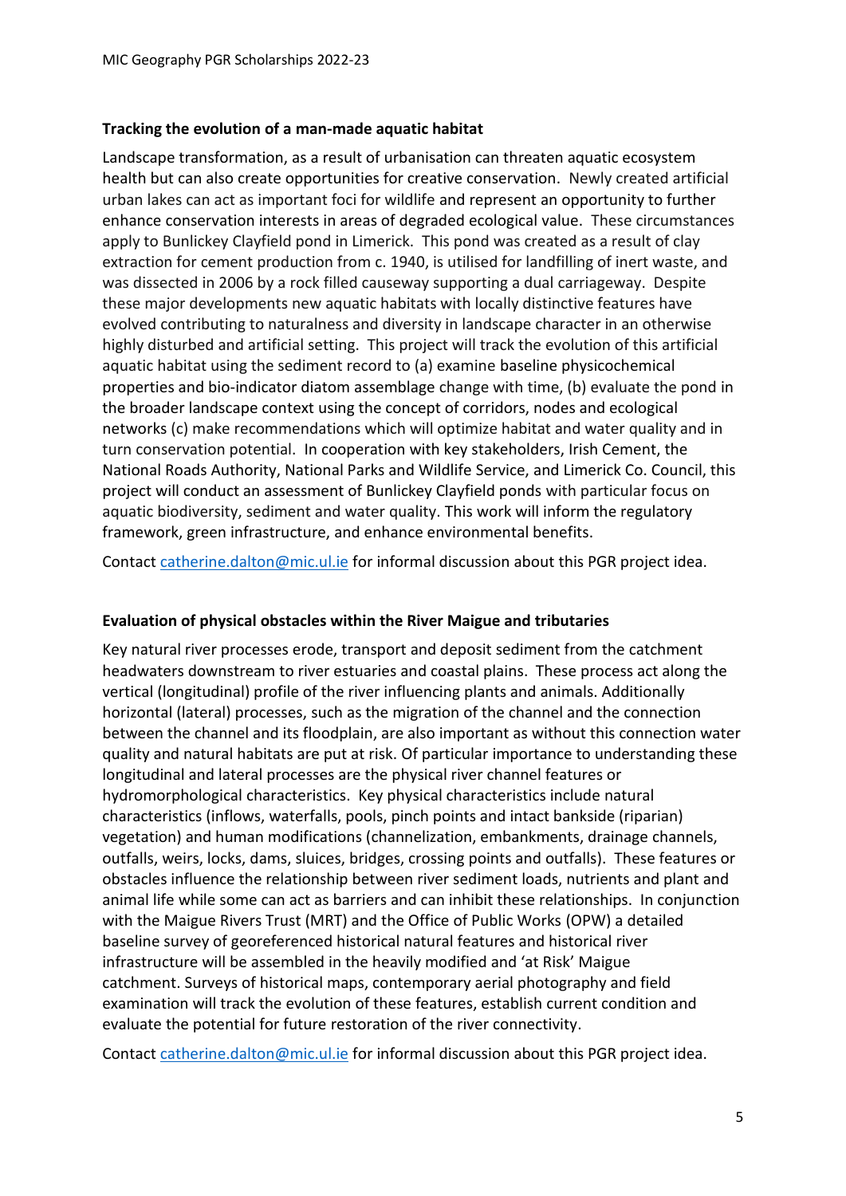### Tracking the evolution of a man-made aquatic habitat

Landscape transformation, as a result of urbanisation can threaten aquatic ecosystem health but can also create opportunities for creative conservation. Newly created artificial urban lakes can act as important foci for wildlife and represent an opportunity to further enhance conservation interests in areas of degraded ecological value. These circumstances apply to Bunlickey Clayfield pond in Limerick. This pond was created as a result of clay extraction for cement production from c. 1940, is utilised for landfilling of inert waste, and was dissected in 2006 by a rock filled causeway supporting a dual carriageway. Despite these major developments new aquatic habitats with locally distinctive features have evolved contributing to naturalness and diversity in landscape character in an otherwise highly disturbed and artificial setting. This project will track the evolution of this artificial aquatic habitat using the sediment record to (a) examine baseline physicochemical properties and bio-indicator diatom assemblage change with time, (b) evaluate the pond in the broader landscape context using the concept of corridors, nodes and ecological networks (c) make recommendations which will optimize habitat and water quality and in turn conservation potential. In cooperation with key stakeholders, Irish Cement, the National Roads Authority, National Parks and Wildlife Service, and Limerick Co. Council, this project will conduct an assessment of Bunlickey Clayfield ponds with particular focus on aquatic biodiversity, sediment and water quality. This work will inform the regulatory framework, green infrastructure, and enhance environmental benefits.

Contact catherine.dalton@mic.ul.ie for informal discussion about this PGR project idea.

### Evaluation of physical obstacles within the River Maigue and tributaries

Key natural river processes erode, transport and deposit sediment from the catchment headwaters downstream to river estuaries and coastal plains. These process act along the vertical (longitudinal) profile of the river influencing plants and animals. Additionally horizontal (lateral) processes, such as the migration of the channel and the connection between the channel and its floodplain, are also important as without this connection water quality and natural habitats are put at risk. Of particular importance to understanding these longitudinal and lateral processes are the physical river channel features or hydromorphological characteristics. Key physical characteristics include natural characteristics (inflows, waterfalls, pools, pinch points and intact bankside (riparian) vegetation) and human modifications (channelization, embankments, drainage channels, outfalls, weirs, locks, dams, sluices, bridges, crossing points and outfalls). These features or obstacles influence the relationship between river sediment loads, nutrients and plant and animal life while some can act as barriers and can inhibit these relationships. In conjunction with the Maigue Rivers Trust (MRT) and the Office of Public Works (OPW) a detailed baseline survey of georeferenced historical natural features and historical river infrastructure will be assembled in the heavily modified and 'at Risk' Maigue catchment. Surveys of historical maps, contemporary aerial photography and field examination will track the evolution of these features, establish current condition and evaluate the potential for future restoration of the river connectivity.

Contact catherine.dalton@mic.ul.ie for informal discussion about this PGR project idea.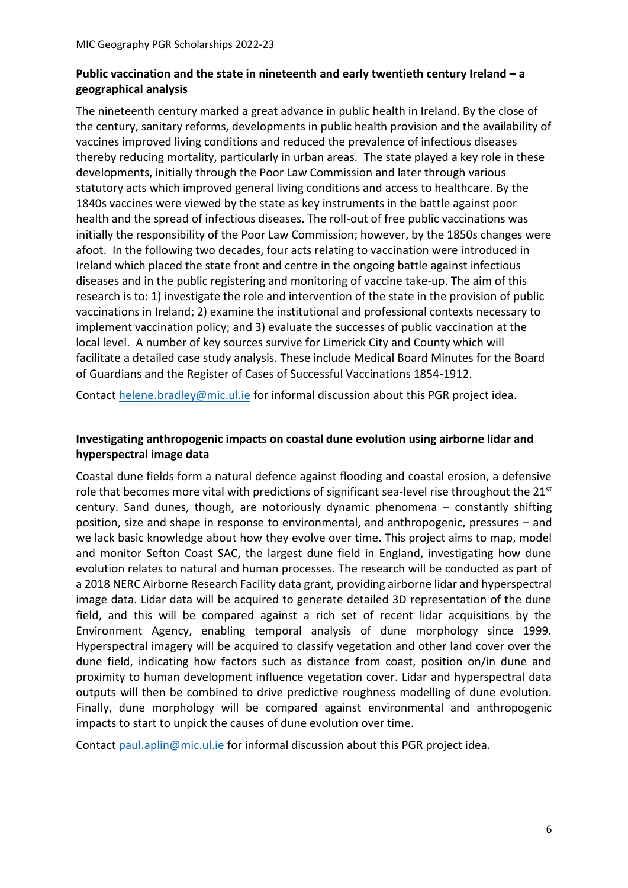### Public vaccination and the state in nineteenth and early twentieth century Ireland – a geographical analysis

The nineteenth century marked a great advance in public health in Ireland. By the close of the century, sanitary reforms, developments in public health provision and the availability of vaccines improved living conditions and reduced the prevalence of infectious diseases thereby reducing mortality, particularly in urban areas. The state played a key role in these developments, initially through the Poor Law Commission and later through various statutory acts which improved general living conditions and access to healthcare. By the 1840s vaccines were viewed by the state as key instruments in the battle against poor health and the spread of infectious diseases. The roll-out of free public vaccinations was initially the responsibility of the Poor Law Commission; however, by the 1850s changes were afoot. In the following two decades, four acts relating to vaccination were introduced in Ireland which placed the state front and centre in the ongoing battle against infectious diseases and in the public registering and monitoring of vaccine take-up. The aim of this research is to: 1) investigate the role and intervention of the state in the provision of public vaccinations in Ireland; 2) examine the institutional and professional contexts necessary to implement vaccination policy; and 3) evaluate the successes of public vaccination at the local level. A number of key sources survive for Limerick City and County which will facilitate a detailed case study analysis. These include Medical Board Minutes for the Board of Guardians and the Register of Cases of Successful Vaccinations 1854-1912.

Contact helene.bradley@mic.ul.ie for informal discussion about this PGR project idea.

### Investigating anthropogenic impacts on coastal dune evolution using airborne lidar and hyperspectral image data

Coastal dune fields form a natural defence against flooding and coastal erosion, a defensive role that becomes more vital with predictions of significant sea-level rise throughout the 21st century. Sand dunes, though, are notoriously dynamic phenomena – constantly shifting position, size and shape in response to environmental, and anthropogenic, pressures – and we lack basic knowledge about how they evolve over time. This project aims to map, model and monitor Sefton Coast SAC, the largest dune field in England, investigating how dune evolution relates to natural and human processes. The research will be conducted as part of a 2018 NERC Airborne Research Facility data grant, providing airborne lidar and hyperspectral image data. Lidar data will be acquired to generate detailed 3D representation of the dune field, and this will be compared against a rich set of recent lidar acquisitions by the Environment Agency, enabling temporal analysis of dune morphology since 1999. Hyperspectral imagery will be acquired to classify vegetation and other land cover over the dune field, indicating how factors such as distance from coast, position on/in dune and proximity to human development influence vegetation cover. Lidar and hyperspectral data outputs will then be combined to drive predictive roughness modelling of dune evolution. Finally, dune morphology will be compared against environmental and anthropogenic impacts to start to unpick the causes of dune evolution over time.

Contact paul.aplin@mic.ul.ie for informal discussion about this PGR project idea.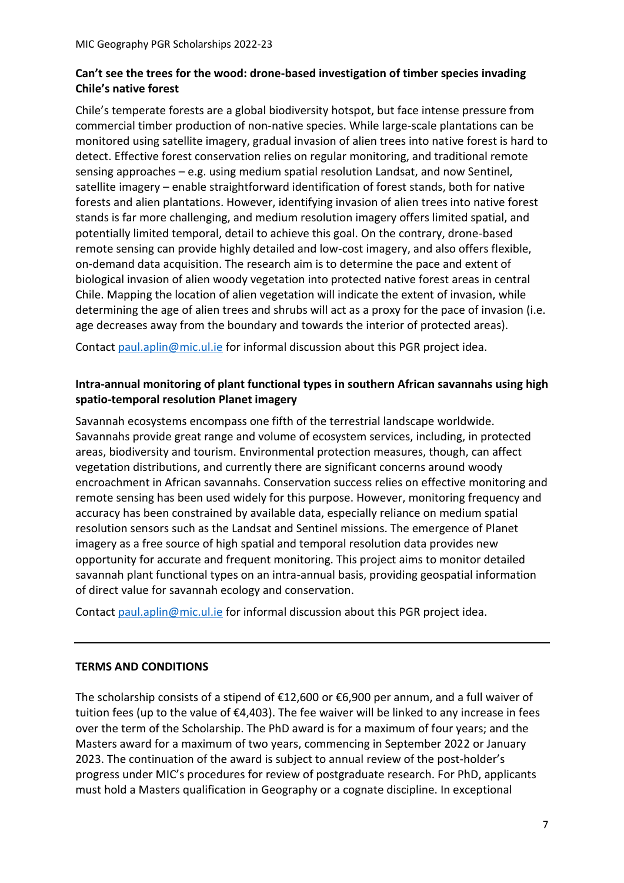**Can't see the trees for the wood: drone-based investigation of timber species invading Chile's native forest**

Chile's temperate forests are a global biodiversity hotspot, but face intense pressure from commercial timber production of non-native species. While large-scale plantations can be monitored using satellite imagery, gradual invasion of alien trees into native forest is hard to detect. Effective forest conservation relies on regular monitoring, and traditional remote sensing approaches – e.g. using medium spatial resolution Landsat, and now Sentinel, satellite imagery – enable straightforward identification of forest stands, both for native forests and alien plantations. However, identifying invasion of alien trees into native forest stands is far more challenging, and medium resolution imagery offers limited spatial, and potentially limited temporal, detail to achieve this goal. On the contrary, drone-based remote sensing can provide highly detailed and low-cost imagery, and also offers flexible, on-demand data acquisition. The research aim is to determine the pace and extent of biological invasion of alien woody vegetation into protected native forest areas in central Chile. Mapping the location of alien vegetation will indicate the extent of invasion, while determining the age of alien trees and shrubs will act as a proxy for the pace of invasion (i.e. age decreases away from the boundary and towards the interior of protected areas).

Contact paul.aplin@mic.ul.ie for informal discussion about this PGR project idea.

**Intra-annual monitoring of plant functional types in southern African savannahs using high spatio-temporal resolution Planet imagery**

Savannah ecosystems encompass one fifth of the terrestrial landscape worldwide. Savannahs provide great range and volume of ecosystem services, including, in protected areas, biodiversity and tourism. Environmental protection measures, though, can affect vegetation distributions, and currently there are significant concerns around woody encroachment in African savannahs. Conservation success relies on effective monitoring and remote sensing has been used widely for this purpose. However, monitoring frequency and accuracy has been constrained by available data, especially reliance on medium spatial resolution sensors such as the Landsat and Sentinel missions. The emergence of Planet imagery as a free source of high spatial and temporal resolution data provides new opportunity for accurate and frequent monitoring. This project aims to monitor detailed savannah plant functional types on an intra-annual basis, providing geospatial information of direct value for savannah ecology and conservation.

Contact paul.aplin@mic.ul.ie for informal discussion about this PGR project idea.

---

**TERMS AND CONDITIONS**

The scholarship consists of a stipend of €12,600 or €6,900 per annum, and a full waiver of tuition fees (up to the value of €4,403). The fee waiver will be linked to any increase in fees over the term of the Scholarship. The PhD award is for a maximum of four years; and the Masters award for a maximum of two years, commencing in September 2022 or January 2023. The continuation of the award is subject to annual review of the post-holder's progress under MIC's procedures for review of postgraduate research. For PhD, applicants must hold a Masters qualification in Geography or a cognate discipline. In exceptional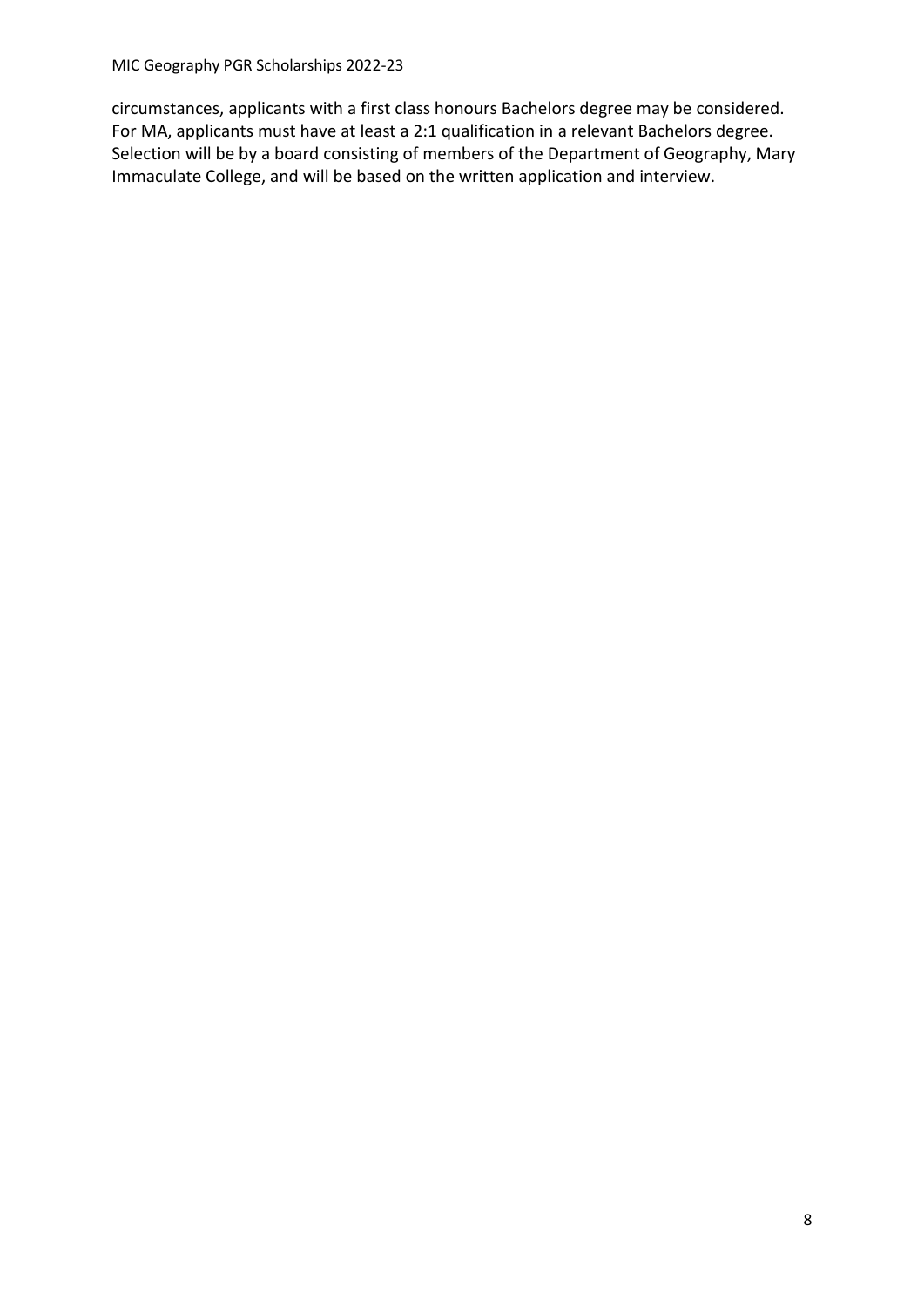circumstances, applicants with a first class honours Bachelors degree may be considered. For MA, applicants must have at least a 2:1 qualification in a relevant Bachelors degree. Selection will be by a board consisting of members of the Department of Geography, Mary Immaculate College, and will be based on the written application and interview.